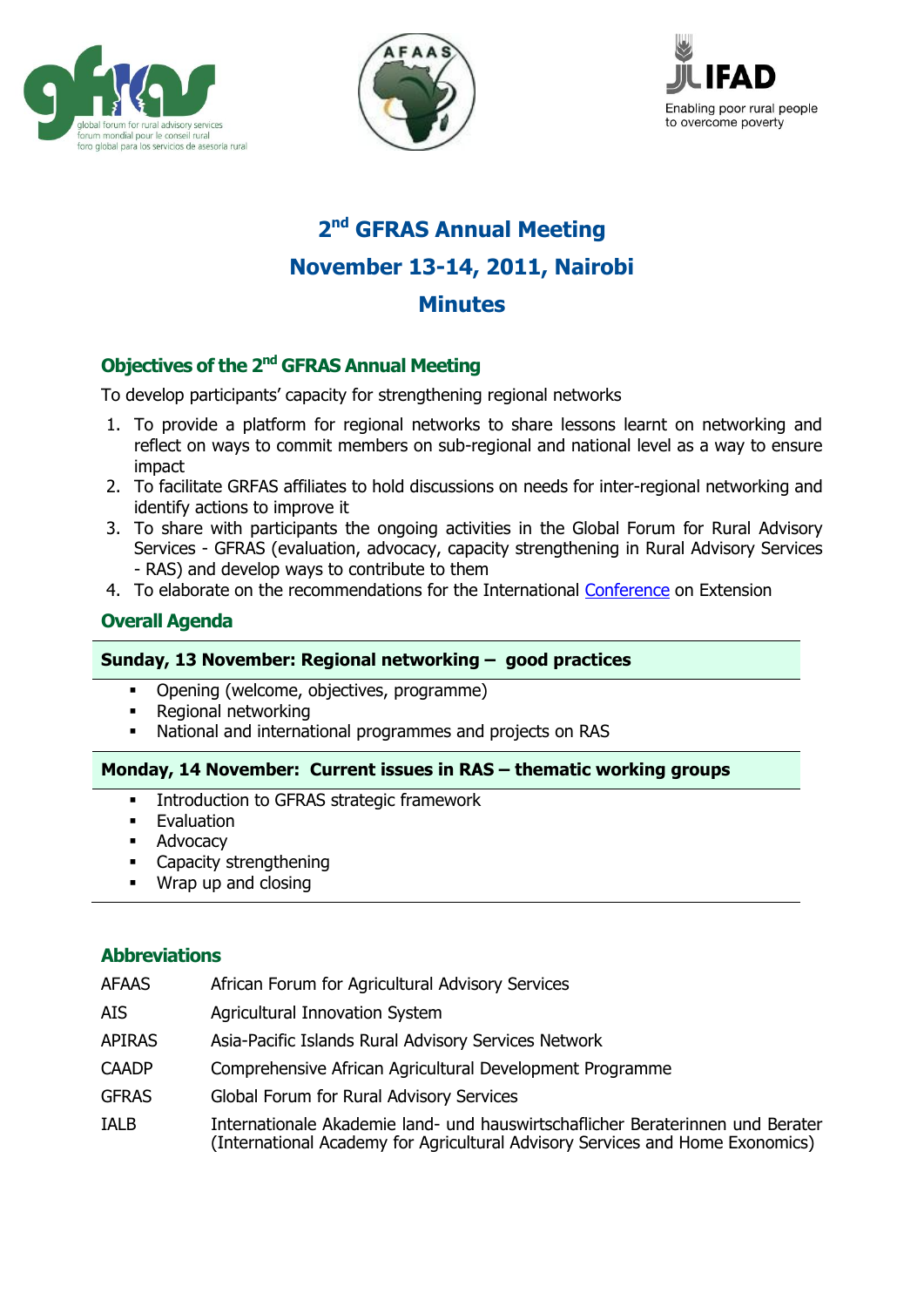# 2nd GFRAS Annual Meeting

# November 13-14, 2011, Nairobi

# Minutes

## Objectives of the 2nd GFRAS Annual Meeting

To develop participants' capacity for strengthening regional networks

1. To provide a platform for regional networks to share lessons learnt on networking and reflect on ways to commit members on sub-regional and national level as a way to ensure impact
2. To facilitate GRFAS affiliates to hold discussions on needs for inter-regional networking and identify actions to improve it
3. To share with participants the ongoing activities in the Global Forum for Rural Advisory Services - GFRAS (evaluation, advocacy, capacity strengthening in Rural Advisory Services - RAS) and develop ways to contribute to them
4. To elaborate on the recommendations for the International Conference on Extension

## Overall Agenda

**Sunday, 13 November: Regional networking – good practices**

- Opening (welcome, objectives, programme)
- Regional networking
- National and international programmes and projects on RAS

**Monday, 14 November: Current issues in RAS – thematic working groups**

- Introduction to GFRAS strategic framework
- Evaluation
- Advocacy
- Capacity strengthening
- Wrap up and closing

## Abbreviations

| | |
|---|---|
| AFAAS | African Forum for Agricultural Advisory Services |
| AIS | Agricultural Innovation System |
| APIRAS | Asia-Pacific Islands Rural Advisory Services Network |
| CAADP | Comprehensive African Agricultural Development Programme |
| GFRAS | Global Forum for Rural Advisory Services |
| IALB | Internationale Akademie land- und hauswirtschaflicher Beraterinnen und Berater (International Academy for Agricultural Advisory Services and Home Exonomics) |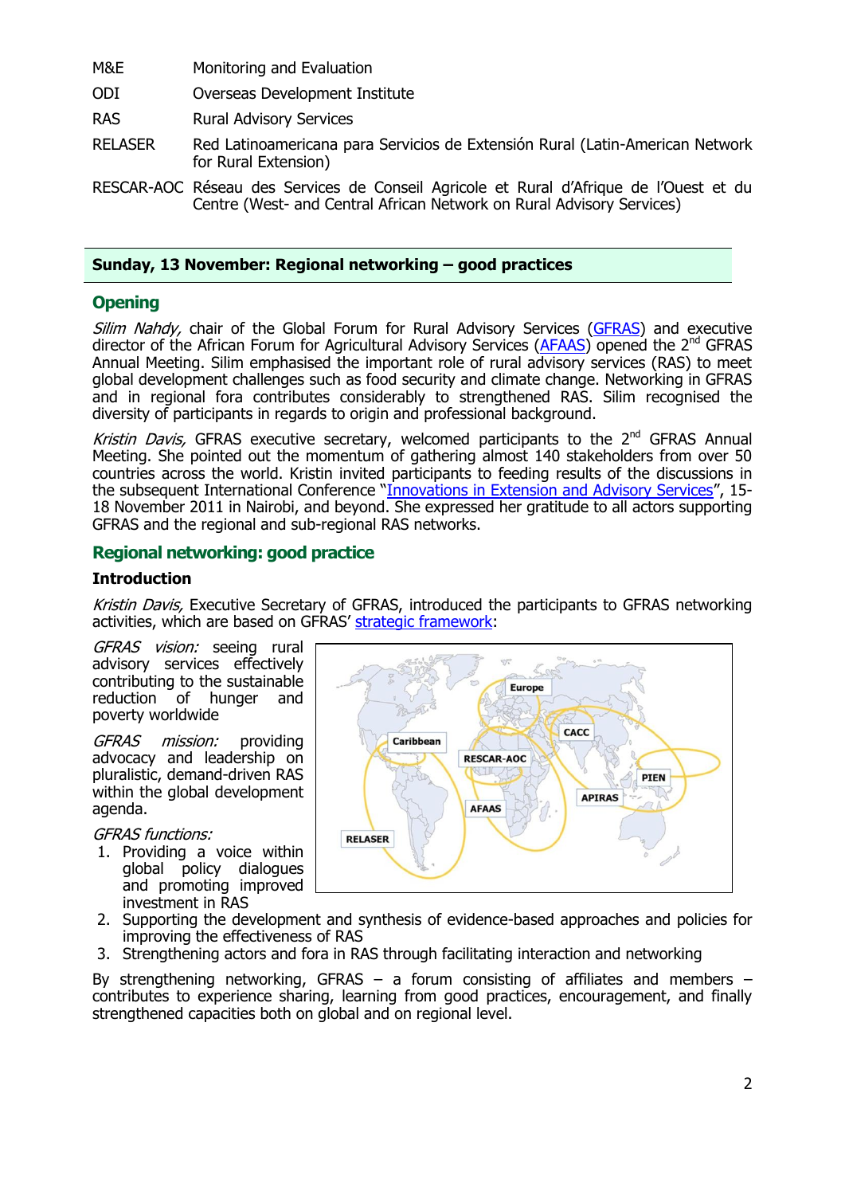| | |
|---|---|
| M&E | Monitoring and Evaluation |
| ODI | Overseas Development Institute |
| RAS | Rural Advisory Services |
| RELASER | Red Latinoamericana para Servicios de Extensión Rural (Latin-American Network for Rural Extension) |
| RESCAR-AOC | Réseau des Services de Conseil Agricole et Rural d'Afrique de l'Ouest et du Centre (West- and Central African Network on Rural Advisory Services) |

## Sunday, 13 November: Regional networking – good practices

### Opening

*Silim Nahdy,* chair of the Global Forum for Rural Advisory Services (GFRAS) and executive director of the African Forum for Agricultural Advisory Services (AFAAS) opened the 2nd GFRAS Annual Meeting. Silim emphasised the important role of rural advisory services (RAS) to meet global development challenges such as food security and climate change. Networking in GFRAS and in regional fora contributes considerably to strengthened RAS. Silim recognised the diversity of participants in regards to origin and professional background.

*Kristin Davis,* GFRAS executive secretary, welcomed participants to the 2nd GFRAS Annual Meeting. She pointed out the momentum of gathering almost 140 stakeholders from over 50 countries across the world. Kristin invited participants to feeding results of the discussions in the subsequent International Conference "Innovations in Extension and Advisory Services", 15-18 November 2011 in Nairobi, and beyond. She expressed her gratitude to all actors supporting GFRAS and the regional and sub-regional RAS networks.

### Regional networking: good practice

#### Introduction

*Kristin Davis,* Executive Secretary of GFRAS, introduced the participants to GFRAS networking activities, which are based on GFRAS' strategic framework:

*GFRAS vision:* seeing rural advisory services effectively contributing to the sustainable reduction of hunger and poverty worldwide

*GFRAS mission:* providing advocacy and leadership on pluralistic, demand-driven RAS within the global development agenda.

Europe

CACC

Caribbean

RESCAR-AOC

PIEN

APIRAS

AFAAS

RELASER

*GFRAS functions:*

1. Providing a voice within global policy dialogues and promoting improved investment in RAS
2. Supporting the development and synthesis of evidence-based approaches and policies for improving the effectiveness of RAS
3. Strengthening actors and fora in RAS through facilitating interaction and networking

By strengthening networking, GFRAS – a forum consisting of affiliates and members – contributes to experience sharing, learning from good practices, encouragement, and finally strengthened capacities both on global and on regional level.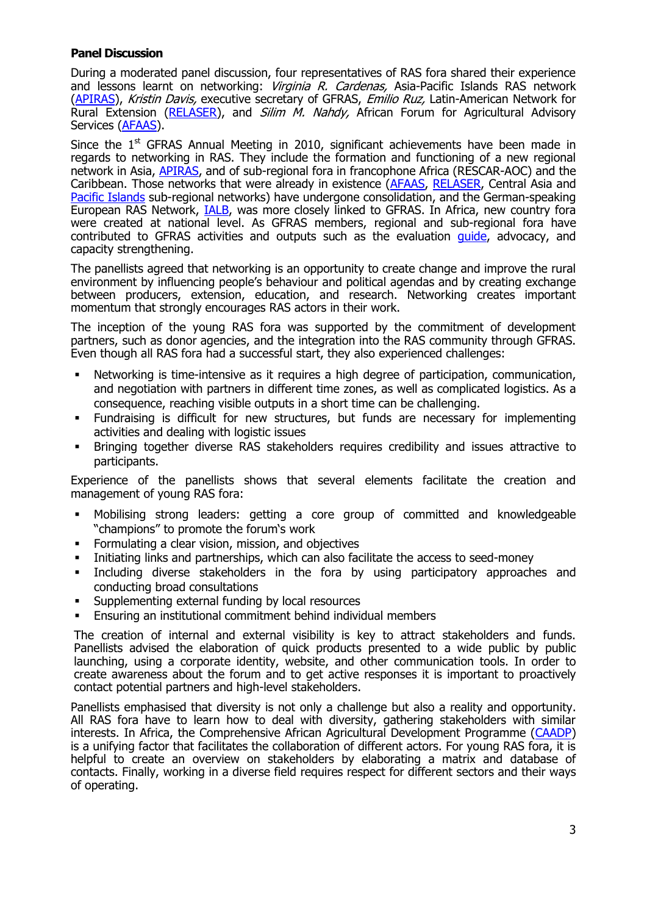**Panel Discussion**

During a moderated panel discussion, four representatives of RAS fora shared their experience and lessons learnt on networking: *Virginia R. Cardenas,* Asia-Pacific Islands RAS network (APIRAS), *Kristin Davis,* executive secretary of GFRAS, *Emilio Ruz,* Latin-American Network for Rural Extension (RELASER), and *Silim M. Nahdy,* African Forum for Agricultural Advisory Services (AFAAS).

Since the 1st GFRAS Annual Meeting in 2010, significant achievements have been made in regards to networking in RAS. They include the formation and functioning of a new regional network in Asia, APIRAS, and of sub-regional fora in francophone Africa (RESCAR-AOC) and the Caribbean. Those networks that were already in existence (AFAAS, RELASER, Central Asia and Pacific Islands sub-regional networks) have undergone consolidation, and the German-speaking European RAS Network, IALB, was more closely linked to GFRAS. In Africa, new country fora were created at national level. As GFRAS members, regional and sub-regional fora have contributed to GFRAS activities and outputs such as the evaluation guide, advocacy, and capacity strengthening.

The panellists agreed that networking is an opportunity to create change and improve the rural environment by influencing people's behaviour and political agendas and by creating exchange between producers, extension, education, and research. Networking creates important momentum that strongly encourages RAS actors in their work.

The inception of the young RAS fora was supported by the commitment of development partners, such as donor agencies, and the integration into the RAS community through GFRAS. Even though all RAS fora had a successful start, they also experienced challenges:

- Networking is time-intensive as it requires a high degree of participation, communication, and negotiation with partners in different time zones, as well as complicated logistics. As a consequence, reaching visible outputs in a short time can be challenging.
- Fundraising is difficult for new structures, but funds are necessary for implementing activities and dealing with logistic issues
- Bringing together diverse RAS stakeholders requires credibility and issues attractive to participants.

Experience of the panellists shows that several elements facilitate the creation and management of young RAS fora:

- Mobilising strong leaders: getting a core group of committed and knowledgeable "champions" to promote the forum's work
- Formulating a clear vision, mission, and objectives
- Initiating links and partnerships, which can also facilitate the access to seed-money
- Including diverse stakeholders in the fora by using participatory approaches and conducting broad consultations
- Supplementing external funding by local resources
- Ensuring an institutional commitment behind individual members

The creation of internal and external visibility is key to attract stakeholders and funds. Panellists advised the elaboration of quick products presented to a wide public by public launching, using a corporate identity, website, and other communication tools. In order to create awareness about the forum and to get active responses it is important to proactively contact potential partners and high-level stakeholders.

Panellists emphasised that diversity is not only a challenge but also a reality and opportunity. All RAS fora have to learn how to deal with diversity, gathering stakeholders with similar interests. In Africa, the Comprehensive African Agricultural Development Programme (CAADP) is a unifying factor that facilitates the collaboration of different actors. For young RAS fora, it is helpful to create an overview on stakeholders by elaborating a matrix and database of contacts. Finally, working in a diverse field requires respect for different sectors and their ways of operating.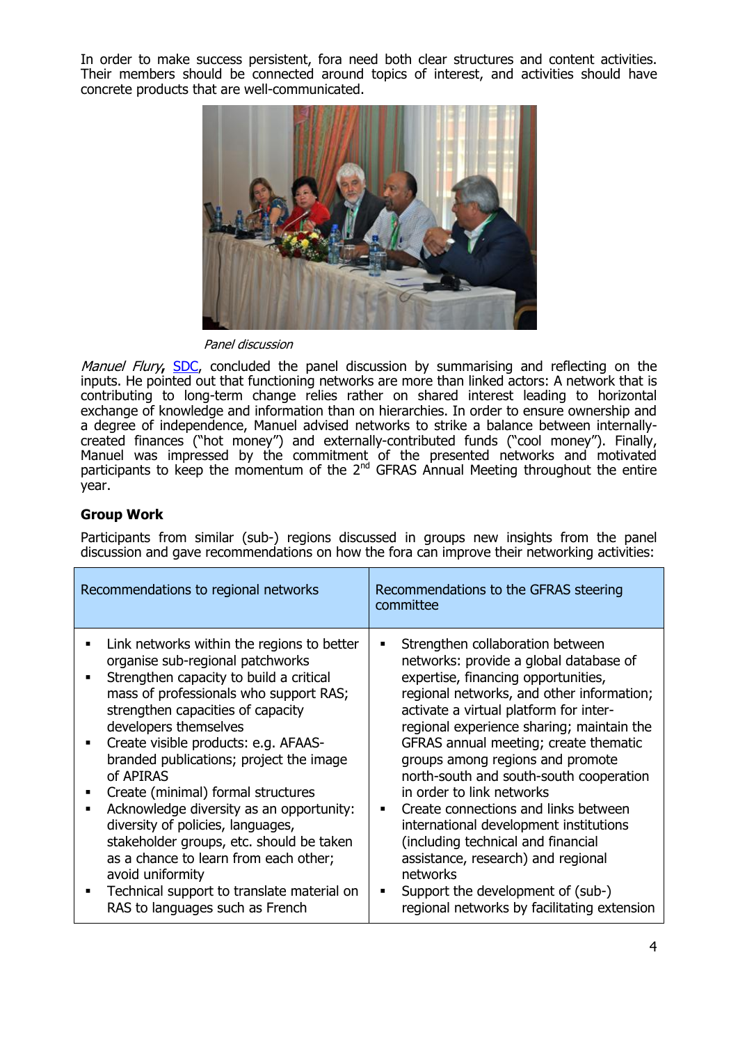In order to make success persistent, fora need both clear structures and content activities. Their members should be connected around topics of interest, and activities should have concrete products that are well-communicated.

*Panel discussion*

*Manuel Flury*, SDC, concluded the panel discussion by summarising and reflecting on the inputs. He pointed out that functioning networks are more than linked actors: A network that is contributing to long-term change relies rather on shared interest leading to horizontal exchange of knowledge and information than on hierarchies. In order to ensure ownership and a degree of independence, Manuel advised networks to strike a balance between internally-created finances ("hot money") and externally-contributed funds ("cool money"). Finally, Manuel was impressed by the commitment of the presented networks and motivated participants to keep the momentum of the 2nd GFRAS Annual Meeting throughout the entire year.

### Group Work

Participants from similar (sub-) regions discussed in groups new insights from the panel discussion and gave recommendations on how the fora can improve their networking activities:

| Recommendations to regional networks | Recommendations to the GFRAS steering committee |
|---|---|
| ▪ Link networks within the regions to better organise sub-regional patchworks<br>▪ Strengthen capacity to build a critical mass of professionals who support RAS; strengthen capacities of capacity developers themselves<br>▪ Create visible products: e.g. AFAAS-branded publications; project the image of APIRAS<br>▪ Create (minimal) formal structures<br>▪ Acknowledge diversity as an opportunity: diversity of policies, languages, stakeholder groups, etc. should be taken as a chance to learn from each other; avoid uniformity<br>▪ Technical support to translate material on RAS to languages such as French | ▪ Strengthen collaboration between networks: provide a global database of expertise, financing opportunities, regional networks, and other information; activate a virtual platform for inter-regional experience sharing; maintain the GFRAS annual meeting; create thematic groups among regions and promote north-south and south-south cooperation in order to link networks<br>▪ Create connections and links between international development institutions (including technical and financial assistance, research) and regional networks<br>▪ Support the development of (sub-) regional networks by facilitating extension |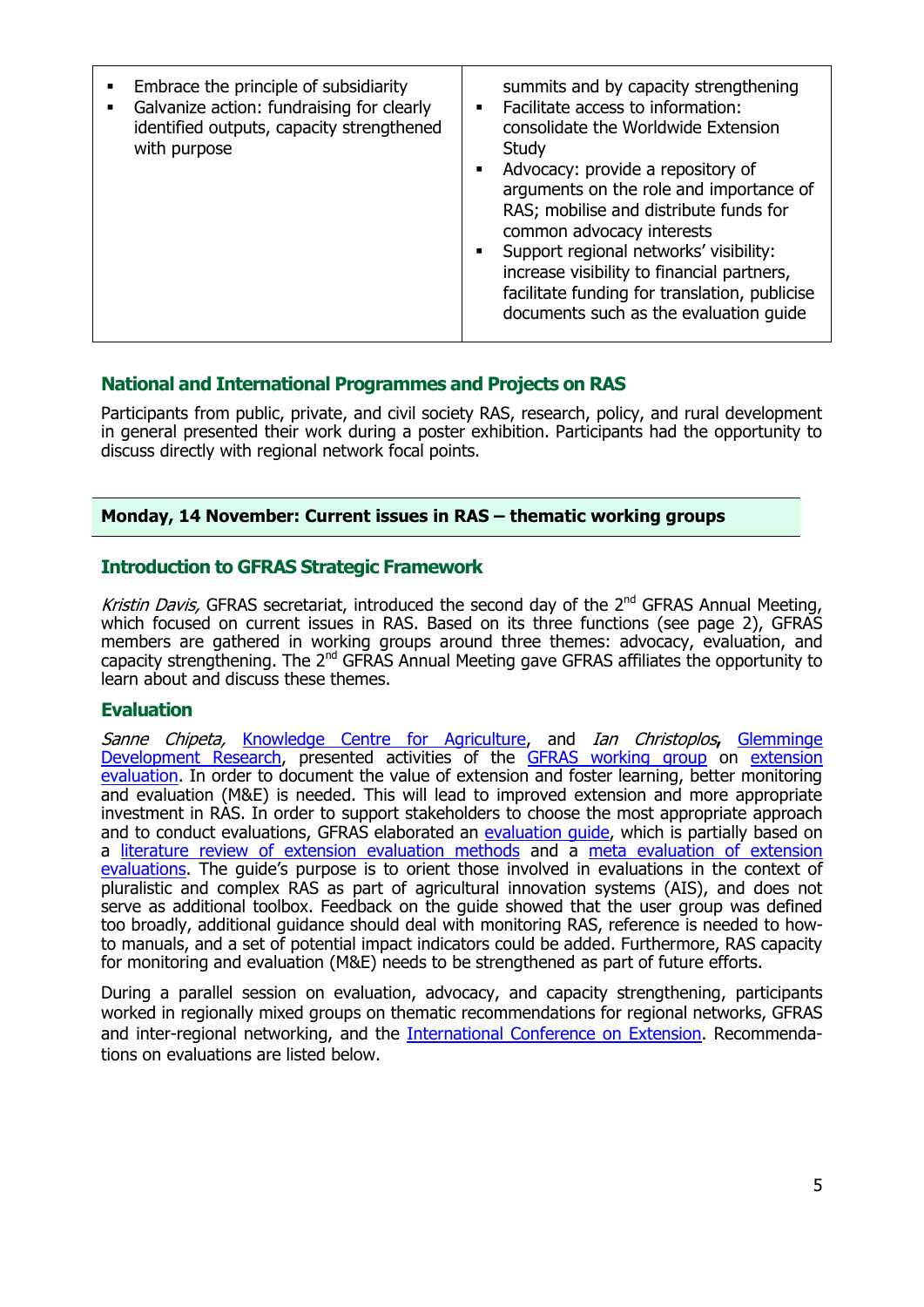| | |
|---|---|
| ▪ Embrace the principle of subsidiarity<br>▪ Galvanize action: fundraising for clearly identified outputs, capacity strengthened with purpose | summits and by capacity strengthening<br>▪ Facilitate access to information: consolidate the Worldwide Extension Study<br>▪ Advocacy: provide a repository of arguments on the role and importance of RAS; mobilise and distribute funds for common advocacy interests<br>▪ Support regional networks' visibility: increase visibility to financial partners, facilitate funding for translation, publicise documents such as the evaluation guide |

### National and International Programmes and Projects on RAS

Participants from public, private, and civil society RAS, research, policy, and rural development in general presented their work during a poster exhibition. Participants had the opportunity to discuss directly with regional network focal points.

## Monday, 14 November: Current issues in RAS – thematic working groups

### Introduction to GFRAS Strategic Framework

*Kristin Davis,* GFRAS secretariat, introduced the second day of the 2nd GFRAS Annual Meeting, which focused on current issues in RAS. Based on its three functions (see page 2), GFRAS members are gathered in working groups around three themes: advocacy, evaluation, and capacity strengthening. The 2nd GFRAS Annual Meeting gave GFRAS affiliates the opportunity to learn about and discuss these themes.

### Evaluation

*Sanne Chipeta,* Knowledge Centre for Agriculture, and *Ian Christoplos***,** Glemminge Development Research, presented activities of the GFRAS working group on extension evaluation. In order to document the value of extension and foster learning, better monitoring and evaluation (M&E) is needed. This will lead to improved extension and more appropriate investment in RAS. In order to support stakeholders to choose the most appropriate approach and to conduct evaluations, GFRAS elaborated an evaluation guide, which is partially based on a literature review of extension evaluation methods and a meta evaluation of extension evaluations. The guide's purpose is to orient those involved in evaluations in the context of pluralistic and complex RAS as part of agricultural innovation systems (AIS), and does not serve as additional toolbox. Feedback on the guide showed that the user group was defined too broadly, additional guidance should deal with monitoring RAS, reference is needed to how-to manuals, and a set of potential impact indicators could be added. Furthermore, RAS capacity for monitoring and evaluation (M&E) needs to be strengthened as part of future efforts.

During a parallel session on evaluation, advocacy, and capacity strengthening, participants worked in regionally mixed groups on thematic recommendations for regional networks, GFRAS and inter-regional networking, and the International Conference on Extension. Recommendations on evaluations are listed below.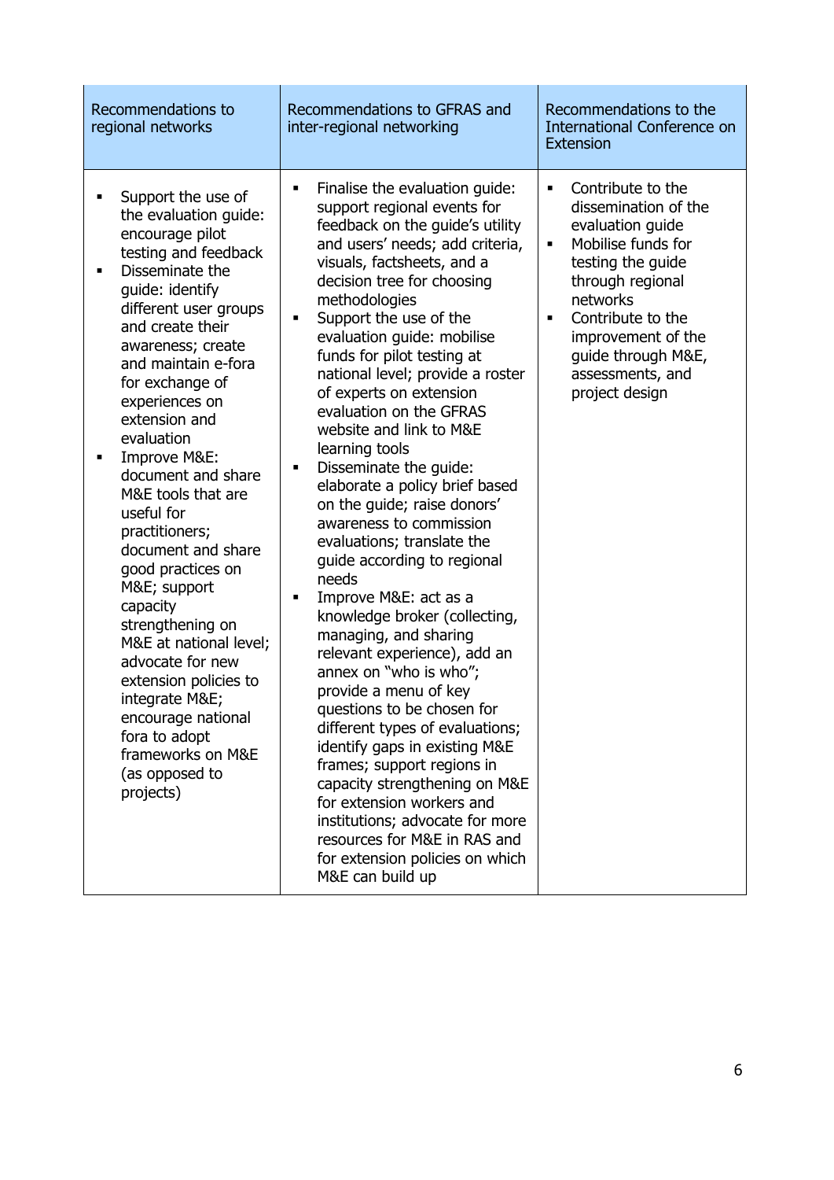| Recommendations to regional networks | Recommendations to GFRAS and inter-regional networking | Recommendations to the International Conference on Extension |
|---|---|---|
| ▪ Support the use of the evaluation guide: encourage pilot testing and feedback<br>▪ Disseminate the guide: identify different user groups and create their awareness; create and maintain e-fora for exchange of experiences on extension and evaluation<br>▪ Improve M&E: document and share M&E tools that are useful for practitioners; document and share good practices on M&E; support capacity strengthening on M&E at national level; advocate for new extension policies to integrate M&E; encourage national fora to adopt frameworks on M&E (as opposed to projects) | ▪ Finalise the evaluation guide: support regional events for feedback on the guide's utility and users' needs; add criteria, visuals, factsheets, and a decision tree for choosing methodologies<br>▪ Support the use of the evaluation guide: mobilise funds for pilot testing at national level; provide a roster of experts on extension evaluation on the GFRAS website and link to M&E learning tools<br>▪ Disseminate the guide: elaborate a policy brief based on the guide; raise donors' awareness to commission evaluations; translate the guide according to regional needs<br>▪ Improve M&E: act as a knowledge broker (collecting, managing, and sharing relevant experience), add an annex on "who is who"; provide a menu of key questions to be chosen for different types of evaluations; identify gaps in existing M&E frames; support regions in capacity strengthening on M&E for extension workers and institutions; advocate for more resources for M&E in RAS and for extension policies on which M&E can build up | ▪ Contribute to the dissemination of the evaluation guide<br>▪ Mobilise funds for testing the guide through regional networks<br>▪ Contribute to the improvement of the guide through M&E, assessments, and project design |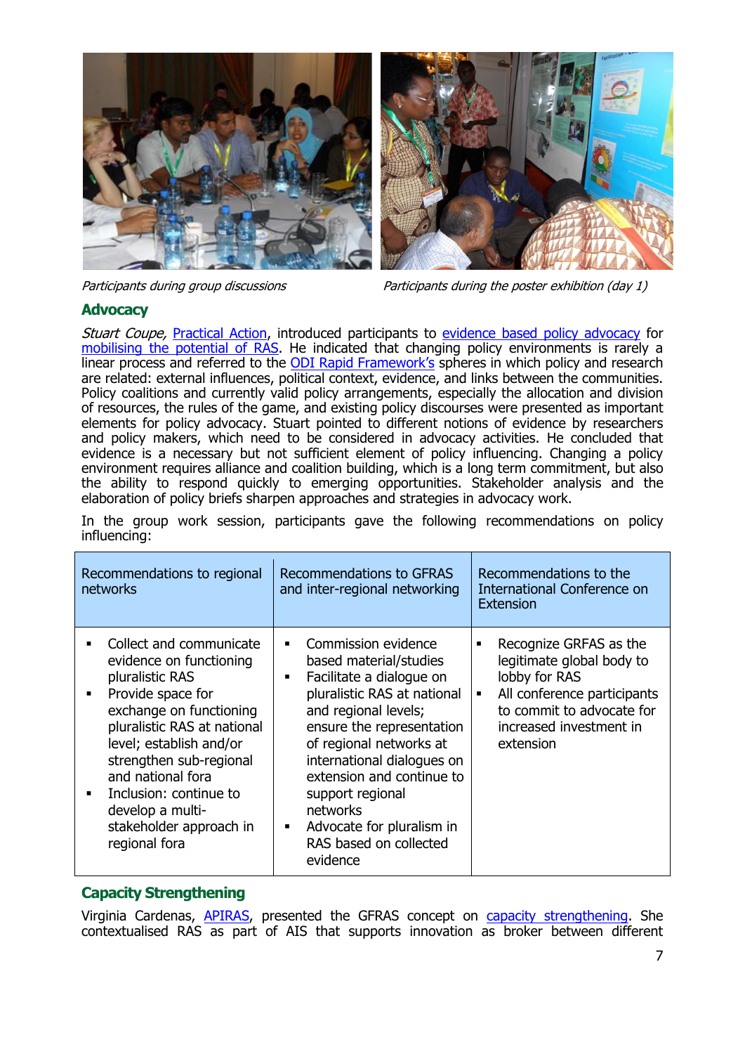*Participants during group discussions*

*Participants during the poster exhibition (day 1)*

## Advocacy

*Stuart Coupe*, Practical Action, introduced participants to evidence based policy advocacy for mobilising the potential of RAS. He indicated that changing policy environments is rarely a linear process and referred to the ODI Rapid Framework's spheres in which policy and research are related: external influences, political context, evidence, and links between the communities. Policy coalitions and currently valid policy arrangements, especially the allocation and division of resources, the rules of the game, and existing policy discourses were presented as important elements for policy advocacy. Stuart pointed to different notions of evidence by researchers and policy makers, which need to be considered in advocacy activities. He concluded that evidence is a necessary but not sufficient element of policy influencing. Changing a policy environment requires alliance and coalition building, which is a long term commitment, but also the ability to respond quickly to emerging opportunities. Stakeholder analysis and the elaboration of policy briefs sharpen approaches and strategies in advocacy work.

In the group work session, participants gave the following recommendations on policy influencing:

| Recommendations to regional networks | Recommendations to GFRAS and inter-regional networking | Recommendations to the International Conference on Extension |
|---|---|---|
| ▪ Collect and communicate evidence on functioning pluralistic RAS<br>▪ Provide space for exchange on functioning pluralistic RAS at national level; establish and/or strengthen sub-regional and national fora<br>▪ Inclusion: continue to develop a multi-stakeholder approach in regional fora | ▪ Commission evidence based material/studies<br>▪ Facilitate a dialogue on pluralistic RAS at national and regional levels; ensure the representation of regional networks at international dialogues on extension and continue to support regional networks<br>▪ Advocate for pluralism in RAS based on collected evidence | ▪ Recognize GRFAS as the legitimate global body to lobby for RAS<br>▪ All conference participants to commit to advocate for increased investment in extension |

## Capacity Strengthening

Virginia Cardenas, APIRAS, presented the GFRAS concept on capacity strengthening. She contextualised RAS as part of AIS that supports innovation as broker between different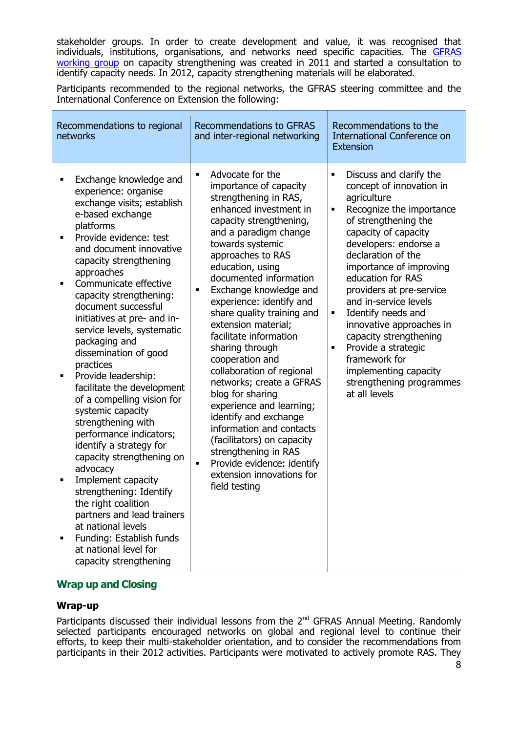stakeholder groups. In order to create development and value, it was recognised that individuals, institutions, organisations, and networks need specific capacities. The [GFRAS working group](#) on capacity strengthening was created in 2011 and started a consultation to identify capacity needs. In 2012, capacity strengthening materials will be elaborated.

Participants recommended to the regional networks, the GFRAS steering committee and the International Conference on Extension the following:

| Recommendations to regional networks | Recommendations to GFRAS and inter-regional networking | Recommendations to the International Conference on Extension |
|---|---|---|
| ▪ Exchange knowledge and experience: organise exchange visits; establish e-based exchange platforms<br>▪ Provide evidence: test and document innovative capacity strengthening approaches<br>▪ Communicate effective capacity strengthening: document successful initiatives at pre- and in-service levels, systematic packaging and dissemination of good practices<br>▪ Provide leadership: facilitate the development of a compelling vision for systemic capacity strengthening with performance indicators; identify a strategy for capacity strengthening on advocacy<br>▪ Implement capacity strengthening: Identify the right coalition partners and lead trainers at national levels<br>▪ Funding: Establish funds at national level for capacity strengthening | ▪ Advocate for the importance of capacity strengthening in RAS, enhanced investment in capacity strengthening, and a paradigm change towards systemic approaches to RAS education, using documented information<br>▪ Exchange knowledge and experience: identify and share quality training and extension material; facilitate information sharing through cooperation and collaboration of regional networks; create a GFRAS blog for sharing experience and learning; identify and exchange information and contacts (facilitators) on capacity strengthening in RAS<br>▪ Provide evidence: identify extension innovations for field testing | ▪ Discuss and clarify the concept of innovation in agriculture<br>▪ Recognize the importance of strengthening the capacity of capacity developers: endorse a declaration of the importance of improving education for RAS providers at pre-service and in-service levels<br>▪ Identify needs and innovative approaches in capacity strengthening<br>▪ Provide a strategic framework for implementing capacity strengthening programmes at all levels |

## Wrap up and Closing

### Wrap-up

Participants discussed their individual lessons from the 2nd GFRAS Annual Meeting. Randomly selected participants encouraged networks on global and regional level to continue their efforts, to keep their multi-stakeholder orientation, and to consider the recommendations from participants in their 2012 activities. Participants were motivated to actively promote RAS. They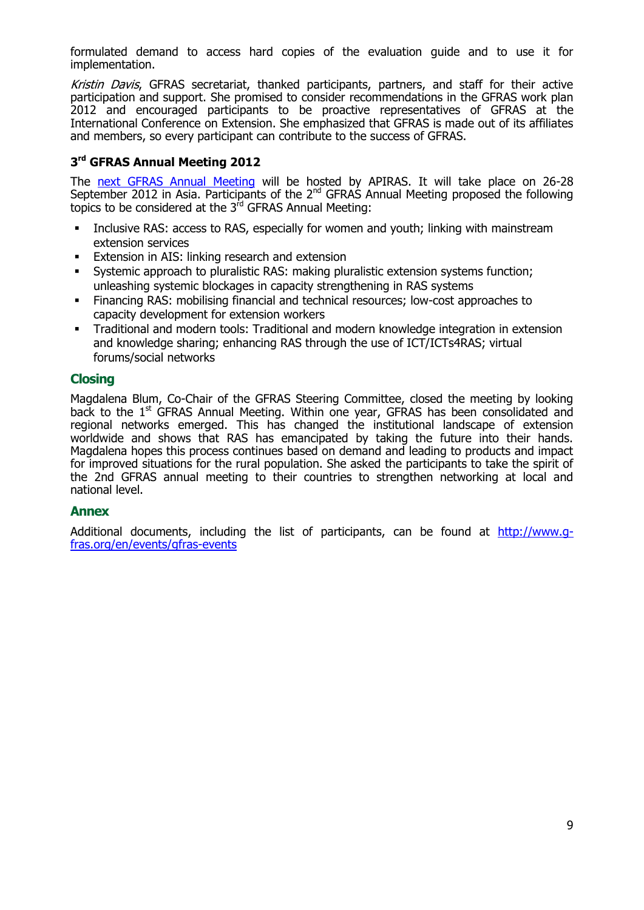formulated demand to access hard copies of the evaluation guide and to use it for implementation.

*Kristin Davis*, GFRAS secretariat, thanked participants, partners, and staff for their active participation and support. She promised to consider recommendations in the GFRAS work plan 2012 and encouraged participants to be proactive representatives of GFRAS at the International Conference on Extension. She emphasized that GFRAS is made out of its affiliates and members, so every participant can contribute to the success of GFRAS.

### 3rd GFRAS Annual Meeting 2012

The [next GFRAS Annual Meeting]() will be hosted by APIRAS. It will take place on 26-28 September 2012 in Asia. Participants of the 2nd GFRAS Annual Meeting proposed the following topics to be considered at the 3rd GFRAS Annual Meeting:

- Inclusive RAS: access to RAS, especially for women and youth; linking with mainstream extension services
- Extension in AIS: linking research and extension
- Systemic approach to pluralistic RAS: making pluralistic extension systems function; unleashing systemic blockages in capacity strengthening in RAS systems
- Financing RAS: mobilising financial and technical resources; low-cost approaches to capacity development for extension workers
- Traditional and modern tools: Traditional and modern knowledge integration in extension and knowledge sharing; enhancing RAS through the use of ICT/ICTs4RAS; virtual forums/social networks

## Closing

Magdalena Blum, Co-Chair of the GFRAS Steering Committee, closed the meeting by looking back to the 1st GFRAS Annual Meeting. Within one year, GFRAS has been consolidated and regional networks emerged. This has changed the institutional landscape of extension worldwide and shows that RAS has emancipated by taking the future into their hands. Magdalena hopes this process continues based on demand and leading to products and impact for improved situations for the rural population. She asked the participants to take the spirit of the 2nd GFRAS annual meeting to their countries to strengthen networking at local and national level.

## Annex

Additional documents, including the list of participants, can be found at [http://www.g-fras.org/en/events/gfras-events](http://www.g-fras.org/en/events/gfras-events)